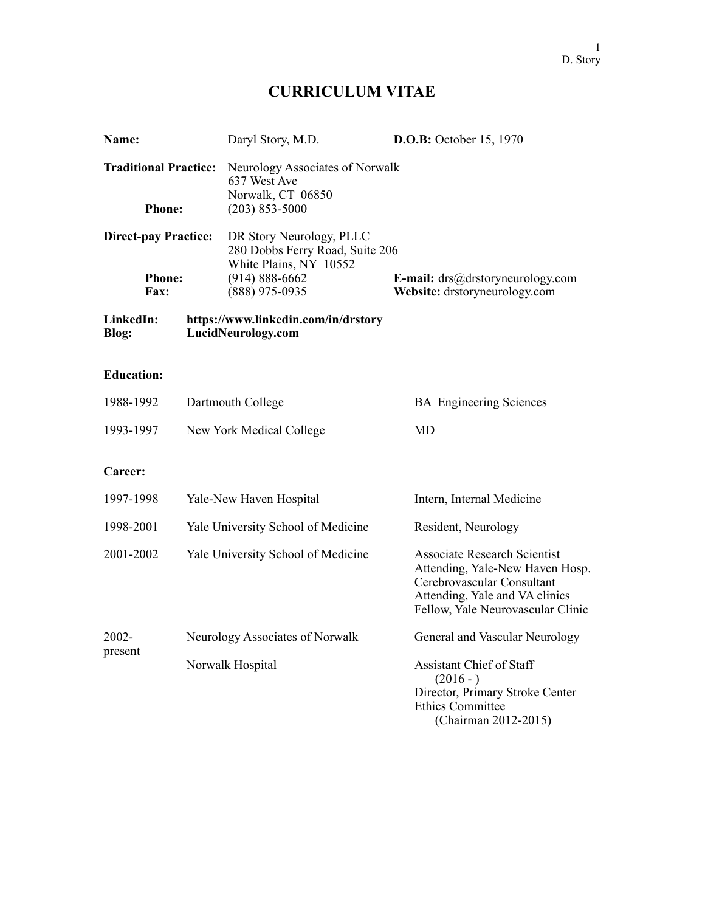# CURRICULUM VITAE

| | | |
|---|---|---|
| **Name:** | Daryl Story, M.D. | **D.O.B:** October 15, 1970 |
| **Traditional Practice:** | Neurology Associates of Norwalk<br>637 West Ave<br>Norwalk, CT 06850 | |
| **Phone:** | (203) 853-5000 | |
| **Direct-pay Practice:** | DR Story Neurology, PLLC<br>280 Dobbs Ferry Road, Suite 206<br>White Plains, NY 10552 | |
| **Phone:** | (914) 888-6662 | **E-mail:** drs@drstoryneurology.com |
| **Fax:** | (888) 975-0935 | **Website:** drstoryneurology.com |

**LinkedIn:** **https://www.linkedin.com/in/drstory**
**Blog:** **LucidNeurology.com**

**Education:**

| | | |
|---|---|---|
| 1988-1992 | Dartmouth College | BA Engineering Sciences |
| 1993-1997 | New York Medical College | MD |

**Career:**

| | | |
|---|---|---|
| 1997-1998 | Yale-New Haven Hospital | Intern, Internal Medicine |
| 1998-2001 | Yale University School of Medicine | Resident, Neurology |
| 2001-2002 | Yale University School of Medicine | Associate Research Scientist<br>Attending, Yale-New Haven Hosp.<br>Cerebrovascular Consultant<br>Attending, Yale and VA clinics<br>Fellow, Yale Neurovascular Clinic |
| 2002-present | Neurology Associates of Norwalk | General and Vascular Neurology |
| | Norwalk Hospital | Assistant Chief of Staff (2016 - )<br>Director, Primary Stroke Center<br>Ethics Committee (Chairman 2012-2015) |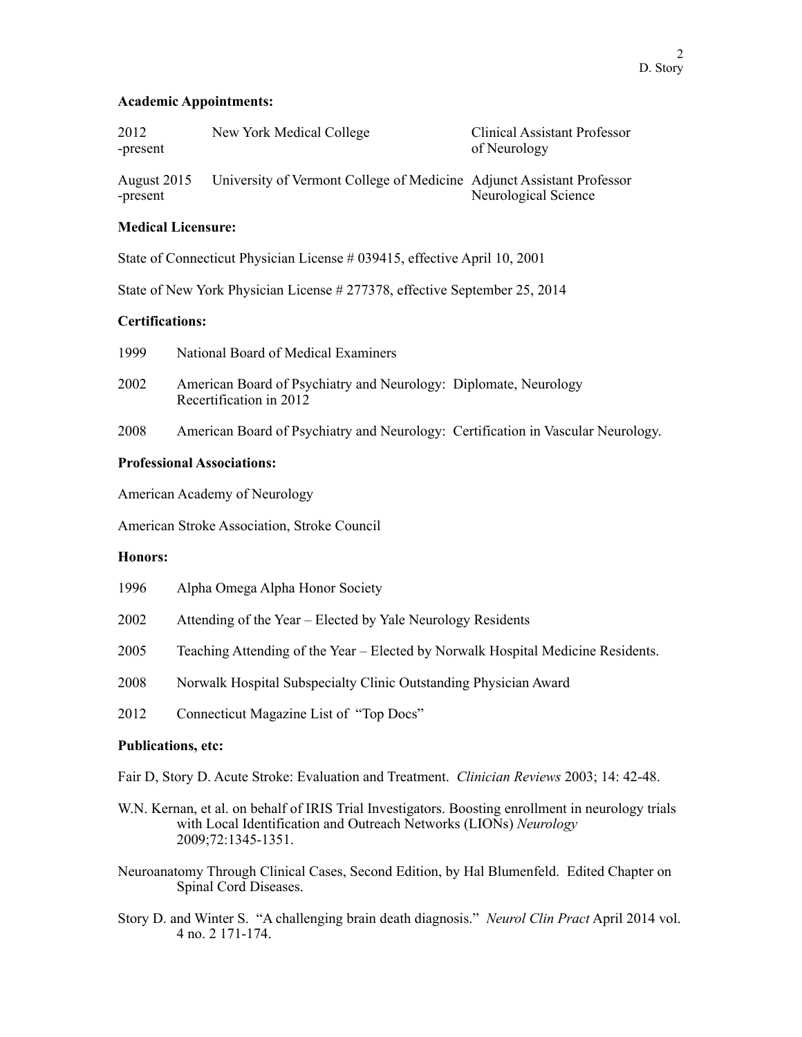**Academic Appointments:**

| | | |
|---|---|---|
| 2012 -present | New York Medical College | Clinical Assistant Professor of Neurology |
| August 2015 -present | University of Vermont College of Medicine | Adjunct Assistant Professor Neurological Science |

**Medical Licensure:**

State of Connecticut Physician License # 039415, effective April 10, 2001

State of New York Physician License # 277378, effective September 25, 2014

**Certifications:**

1999 National Board of Medical Examiners

2002 American Board of Psychiatry and Neurology: Diplomate, Neurology
Recertification in 2012

2008 American Board of Psychiatry and Neurology: Certification in Vascular Neurology.

**Professional Associations:**

American Academy of Neurology

American Stroke Association, Stroke Council

**Honors:**

1996 Alpha Omega Alpha Honor Society

2002 Attending of the Year – Elected by Yale Neurology Residents

2005 Teaching Attending of the Year – Elected by Norwalk Hospital Medicine Residents.

2008 Norwalk Hospital Subspecialty Clinic Outstanding Physician Award

2012 Connecticut Magazine List of "Top Docs"

**Publications, etc:**

Fair D, Story D. Acute Stroke: Evaluation and Treatment. *Clinician Reviews* 2003; 14: 42-48.

W.N. Kernan, et al. on behalf of IRIS Trial Investigators. Boosting enrollment in neurology trials with Local Identification and Outreach Networks (LIONs) *Neurology* 2009;72:1345-1351.

Neuroanatomy Through Clinical Cases, Second Edition, by Hal Blumenfeld. Edited Chapter on Spinal Cord Diseases.

Story D. and Winter S. "A challenging brain death diagnosis." *Neurol Clin Pract* April 2014 vol. 4 no. 2 171-174.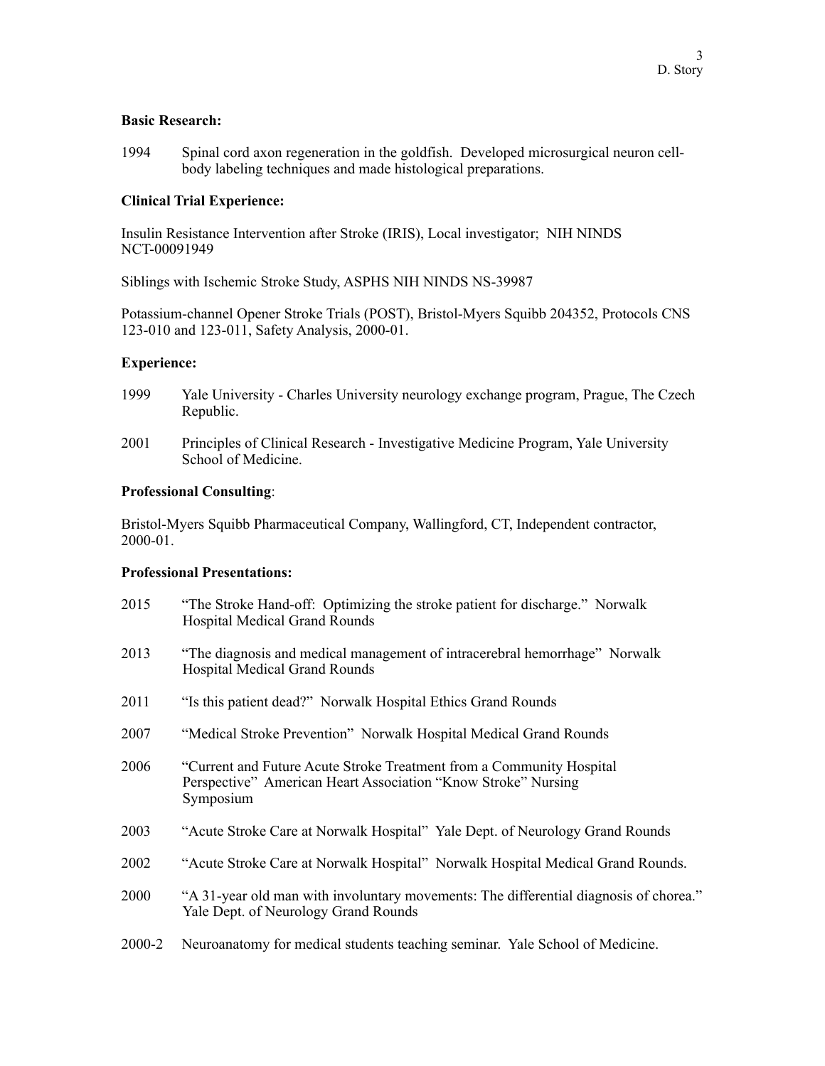**Basic Research:**

1994 Spinal cord axon regeneration in the goldfish. Developed microsurgical neuron cell-body labeling techniques and made histological preparations.

**Clinical Trial Experience:**

Insulin Resistance Intervention after Stroke (IRIS), Local investigator; NIH NINDS NCT-00091949

Siblings with Ischemic Stroke Study, ASPHS NIH NINDS NS-39987

Potassium-channel Opener Stroke Trials (POST), Bristol-Myers Squibb 204352, Protocols CNS 123-010 and 123-011, Safety Analysis, 2000-01.

**Experience:**

1999 Yale University - Charles University neurology exchange program, Prague, The Czech Republic.

2001 Principles of Clinical Research - Investigative Medicine Program, Yale University School of Medicine.

**Professional Consulting**:

Bristol-Myers Squibb Pharmaceutical Company, Wallingford, CT, Independent contractor, 2000-01.

**Professional Presentations:**

2015 "The Stroke Hand-off: Optimizing the stroke patient for discharge." Norwalk Hospital Medical Grand Rounds

2013 "The diagnosis and medical management of intracerebral hemorrhage" Norwalk Hospital Medical Grand Rounds

2011 "Is this patient dead?" Norwalk Hospital Ethics Grand Rounds

2007 "Medical Stroke Prevention" Norwalk Hospital Medical Grand Rounds

2006 "Current and Future Acute Stroke Treatment from a Community Hospital Perspective" American Heart Association "Know Stroke" Nursing Symposium

2003 "Acute Stroke Care at Norwalk Hospital" Yale Dept. of Neurology Grand Rounds

2002 "Acute Stroke Care at Norwalk Hospital" Norwalk Hospital Medical Grand Rounds.

2000 "A 31-year old man with involuntary movements: The differential diagnosis of chorea." Yale Dept. of Neurology Grand Rounds

2000-2 Neuroanatomy for medical students teaching seminar. Yale School of Medicine.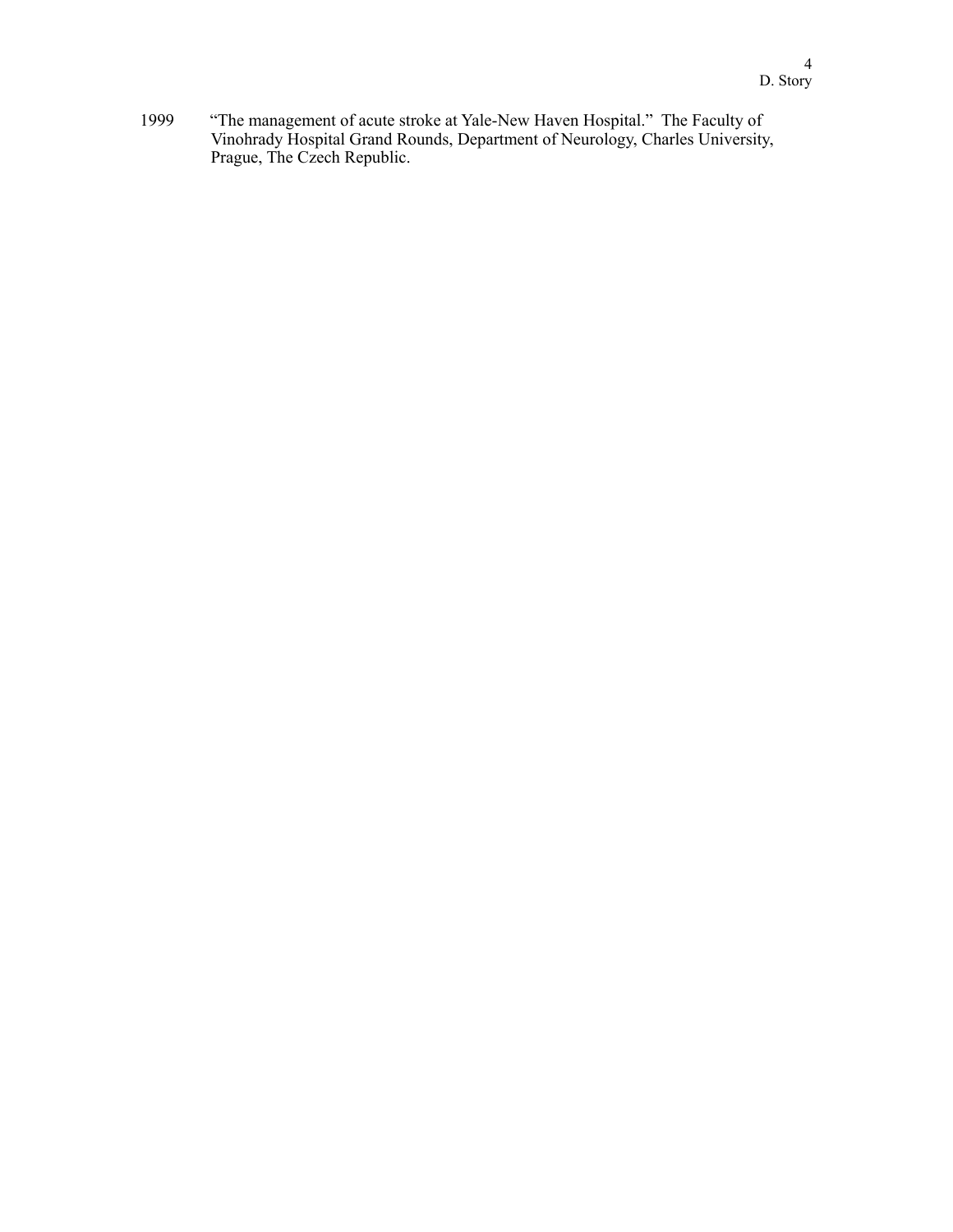1999 “The management of acute stroke at Yale-New Haven Hospital.” The Faculty of Vinohrady Hospital Grand Rounds, Department of Neurology, Charles University, Prague, The Czech Republic.